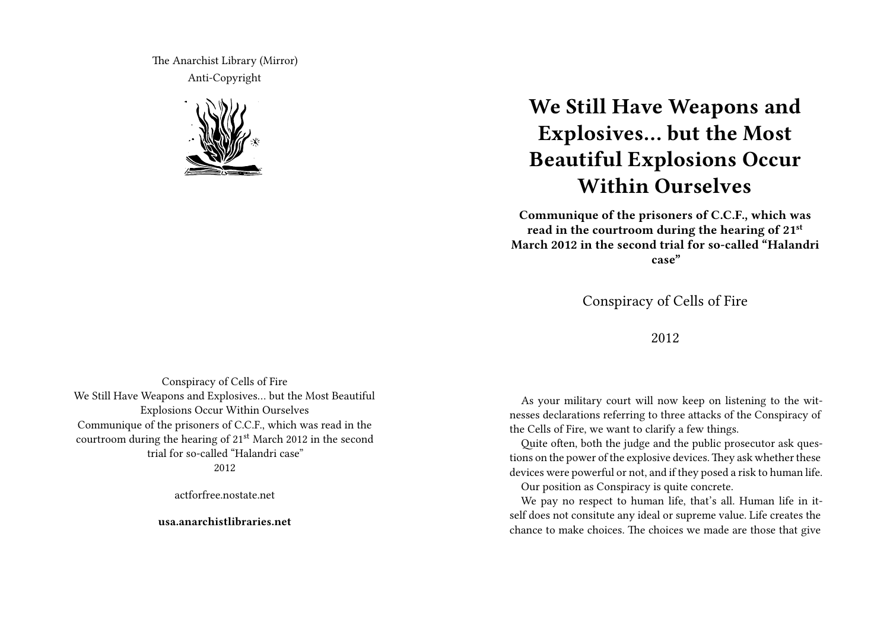The Anarchist Library (Mirror)
Anti-Copyright

Conspiracy of Cells of Fire
We Still Have Weapons and Explosives… but the Most Beautiful Explosions Occur Within Ourselves
Communique of the prisoners of C.C.F., which was read in the courtroom during the hearing of 21st March 2012 in the second trial for so-called "Halandri case"
2012

actforfree.nostate.net

**usa.anarchistlibraries.net**

# We Still Have Weapons and Explosives… but the Most Beautiful Explosions Occur Within Ourselves

**Communique of the prisoners of C.C.F., which was read in the courtroom during the hearing of 21st March 2012 in the second trial for so-called "Halandri case"**

Conspiracy of Cells of Fire

2012

As your military court will now keep on listening to the witnesses declarations referring to three attacks of the Conspiracy of the Cells of Fire, we want to clarify a few things.

Quite often, both the judge and the public prosecutor ask questions on the power of the explosive devices. They ask whether these devices were powerful or not, and if they posed a risk to human life.

Our position as Conspiracy is quite concrete.

We pay no respect to human life, that's all. Human life in itself does not consitute any ideal or supreme value. Life creates the chance to make choices. The choices we made are those that give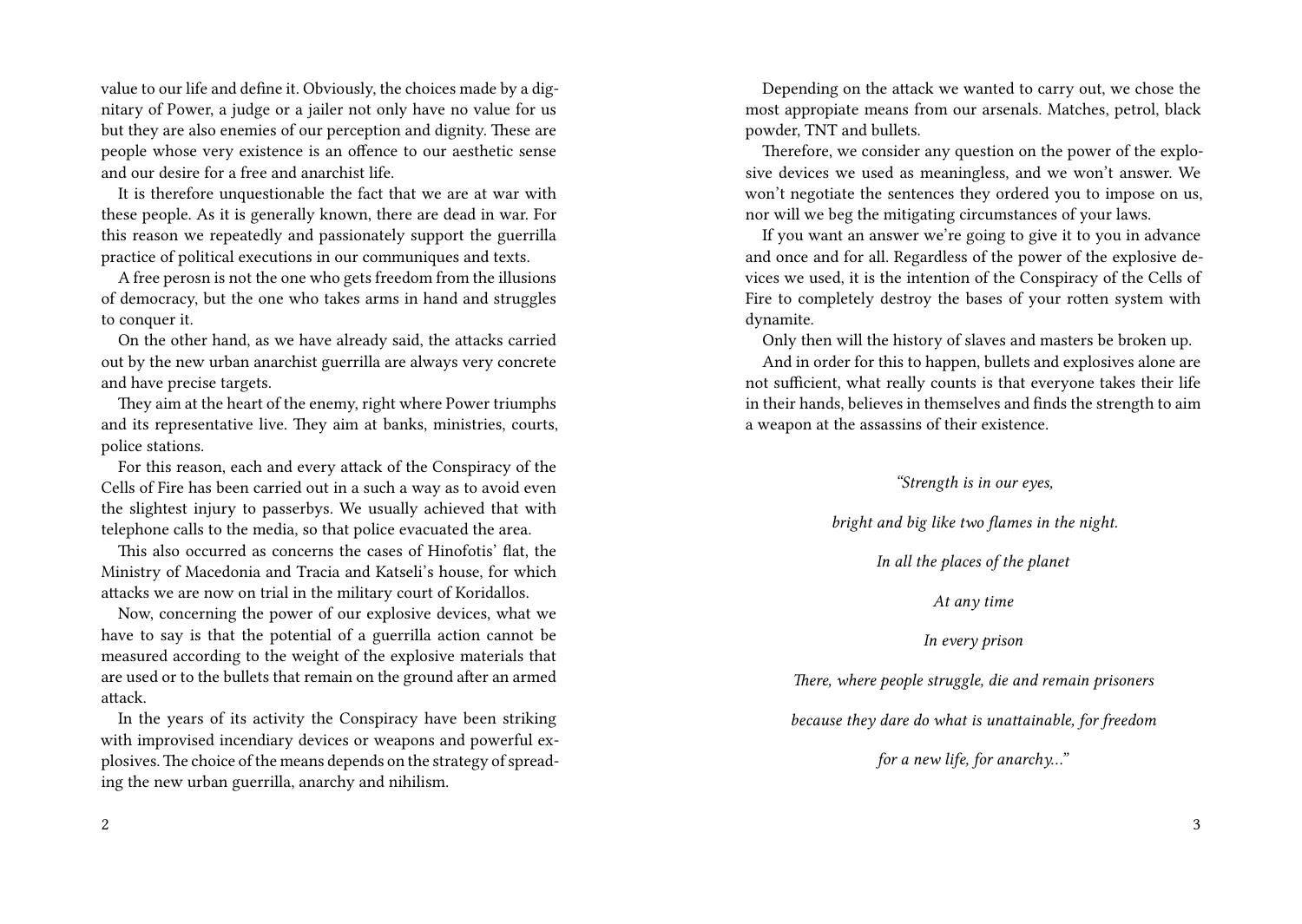value to our life and define it. Obviously, the choices made by a dignitary of Power, a judge or a jailer not only have no value for us but they are also enemies of our perception and dignity. These are people whose very existence is an offence to our aesthetic sense and our desire for a free and anarchist life.

It is therefore unquestionable the fact that we are at war with these people. As it is generally known, there are dead in war. For this reason we repeatedly and passionately support the guerrilla practice of political executions in our communiques and texts.

A free perosn is not the one who gets freedom from the illusions of democracy, but the one who takes arms in hand and struggles to conquer it.

On the other hand, as we have already said, the attacks carried out by the new urban anarchist guerrilla are always very concrete and have precise targets.

They aim at the heart of the enemy, right where Power triumphs and its representative live. They aim at banks, ministries, courts, police stations.

For this reason, each and every attack of the Conspiracy of the Cells of Fire has been carried out in a such a way as to avoid even the slightest injury to passerbys. We usually achieved that with telephone calls to the media, so that police evacuated the area.

This also occurred as concerns the cases of Hinofotis' flat, the Ministry of Macedonia and Tracia and Katseli's house, for which attacks we are now on trial in the military court of Koridallos.

Now, concerning the power of our explosive devices, what we have to say is that the potential of a guerrilla action cannot be measured according to the weight of the explosive materials that are used or to the bullets that remain on the ground after an armed attack.

In the years of its activity the Conspiracy have been striking with improvised incendiary devices or weapons and powerful explosives. The choice of the means depends on the strategy of spreading the new urban guerrilla, anarchy and nihilism.

Depending on the attack we wanted to carry out, we chose the most appropiate means from our arsenals. Matches, petrol, black powder, TNT and bullets.

Therefore, we consider any question on the power of the explosive devices we used as meaningless, and we won't answer. We won't negotiate the sentences they ordered you to impose on us, nor will we beg the mitigating circumstances of your laws.

If you want an answer we're going to give it to you in advance and once and for all. Regardless of the power of the explosive devices we used, it is the intention of the Conspiracy of the Cells of Fire to completely destroy the bases of your rotten system with dynamite.

Only then will the history of slaves and masters be broken up.

And in order for this to happen, bullets and explosives alone are not sufficient, what really counts is that everyone takes their life in their hands, believes in themselves and finds the strength to aim a weapon at the assassins of their existence.

*"Strength is in our eyes,*

*bright and big like two flames in the night.*

*In all the places of the planet*

*At any time*

*In every prison*

*There, where people struggle, die and remain prisoners*

*because they dare do what is unattainable, for freedom*

*for a new life, for anarchy..."*